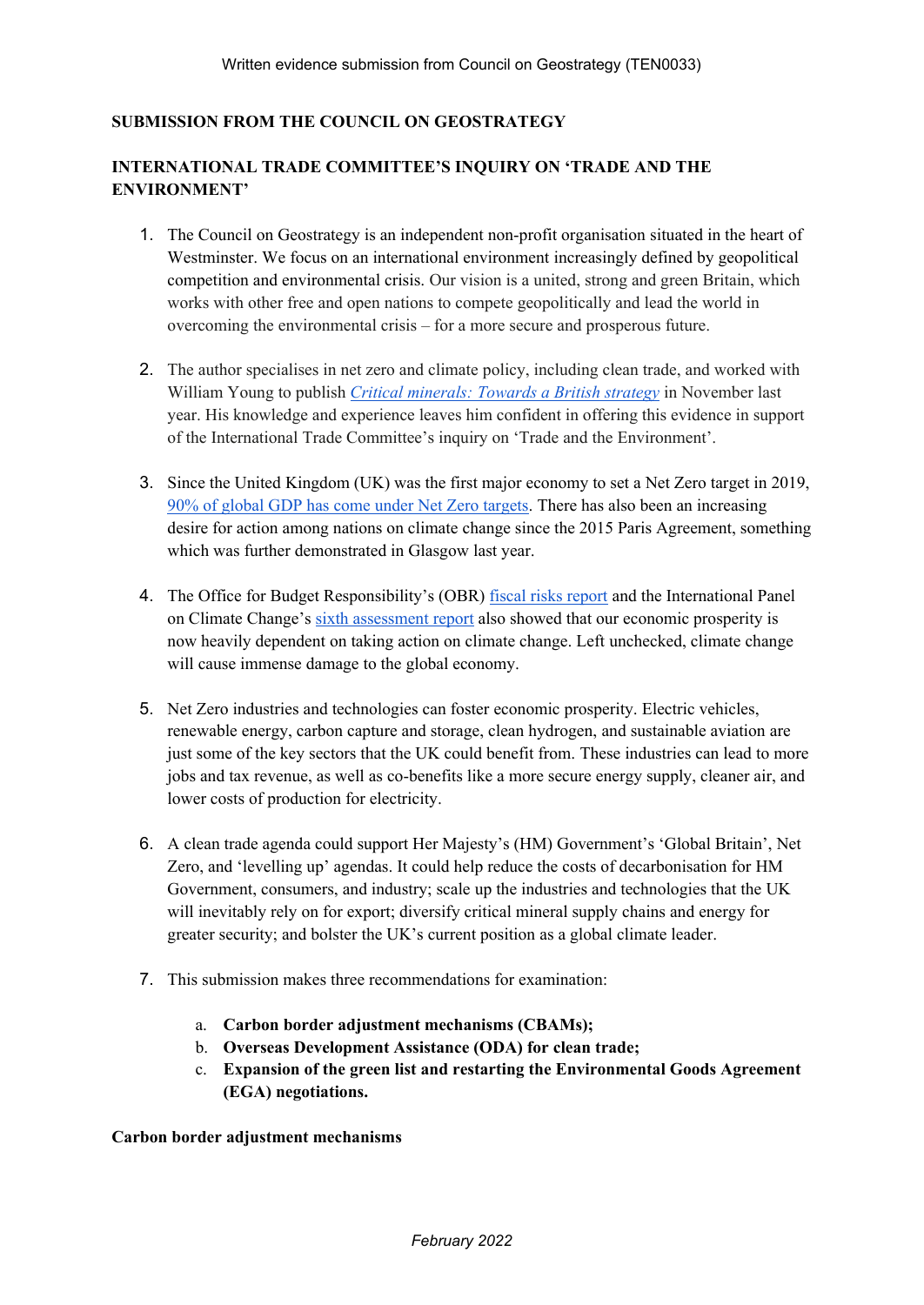**SUBMISSION FROM THE COUNCIL ON GEOSTRATEGY**

**INTERNATIONAL TRADE COMMITTEE'S INQUIRY ON 'TRADE AND THE ENVIRONMENT'**

1. The Council on Geostrategy is an independent non-profit organisation situated in the heart of Westminster. We focus on an international environment increasingly defined by geopolitical competition and environmental crisis. Our vision is a united, strong and green Britain, which works with other free and open nations to compete geopolitically and lead the world in overcoming the environmental crisis – for a more secure and prosperous future.

2. The author specialises in net zero and climate policy, including clean trade, and worked with William Young to publish *Critical minerals: Towards a British strategy* in November last year. His knowledge and experience leaves him confident in offering this evidence in support of the International Trade Committee's inquiry on 'Trade and the Environment'.

3. Since the United Kingdom (UK) was the first major economy to set a Net Zero target in 2019, 90% of global GDP has come under Net Zero targets. There has also been an increasing desire for action among nations on climate change since the 2015 Paris Agreement, something which was further demonstrated in Glasgow last year.

4. The Office for Budget Responsibility's (OBR) fiscal risks report and the International Panel on Climate Change's sixth assessment report also showed that our economic prosperity is now heavily dependent on taking action on climate change. Left unchecked, climate change will cause immense damage to the global economy.

5. Net Zero industries and technologies can foster economic prosperity. Electric vehicles, renewable energy, carbon capture and storage, clean hydrogen, and sustainable aviation are just some of the key sectors that the UK could benefit from. These industries can lead to more jobs and tax revenue, as well as co-benefits like a more secure energy supply, cleaner air, and lower costs of production for electricity.

6. A clean trade agenda could support Her Majesty's (HM) Government's 'Global Britain', Net Zero, and 'levelling up' agendas. It could help reduce the costs of decarbonisation for HM Government, consumers, and industry; scale up the industries and technologies that the UK will inevitably rely on for export; diversify critical mineral supply chains and energy for greater security; and bolster the UK's current position as a global climate leader.

7. This submission makes three recommendations for examination:

   a. **Carbon border adjustment mechanisms (CBAMs);**
   b. **Overseas Development Assistance (ODA) for clean trade;**
   c. **Expansion of the green list and restarting the Environmental Goods Agreement (EGA) negotiations.**

**Carbon border adjustment mechanisms**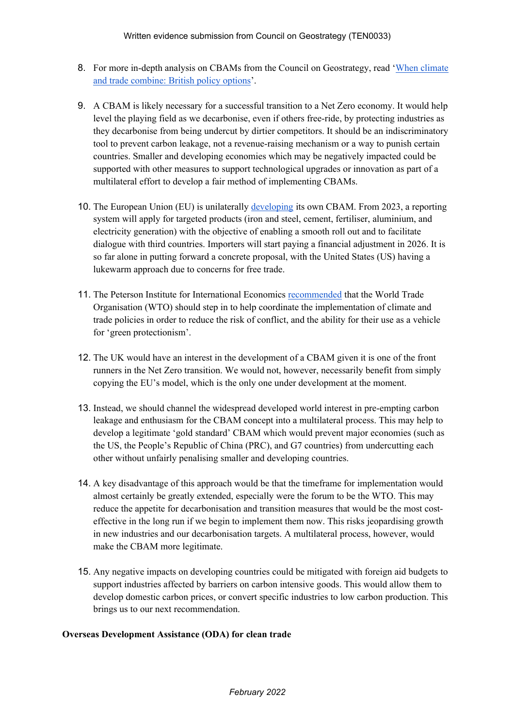8. For more in-depth analysis on CBAMs from the Council on Geostrategy, read 'When climate and trade combine: British policy options'.

9. A CBAM is likely necessary for a successful transition to a Net Zero economy. It would help level the playing field as we decarbonise, even if others free-ride, by protecting industries as they decarbonise from being undercut by dirtier competitors. It should be an indiscriminatory tool to prevent carbon leakage, not a revenue-raising mechanism or a way to punish certain countries. Smaller and developing economies which may be negatively impacted could be supported with other measures to support technological upgrades or innovation as part of a multilateral effort to develop a fair method of implementing CBAMs.

10. The European Union (EU) is unilaterally developing its own CBAM. From 2023, a reporting system will apply for targeted products (iron and steel, cement, fertiliser, aluminium, and electricity generation) with the objective of enabling a smooth roll out and to facilitate dialogue with third countries. Importers will start paying a financial adjustment in 2026. It is so far alone in putting forward a concrete proposal, with the United States (US) having a lukewarm approach due to concerns for free trade.

11. The Peterson Institute for International Economics recommended that the World Trade Organisation (WTO) should step in to help coordinate the implementation of climate and trade policies in order to reduce the risk of conflict, and the ability for their use as a vehicle for 'green protectionism'.

12. The UK would have an interest in the development of a CBAM given it is one of the front runners in the Net Zero transition. We would not, however, necessarily benefit from simply copying the EU's model, which is the only one under development at the moment.

13. Instead, we should channel the widespread developed world interest in pre-empting carbon leakage and enthusiasm for the CBAM concept into a multilateral process. This may help to develop a legitimate 'gold standard' CBAM which would prevent major economies (such as the US, the People's Republic of China (PRC), and G7 countries) from undercutting each other without unfairly penalising smaller and developing countries.

14. A key disadvantage of this approach would be that the timeframe for implementation would almost certainly be greatly extended, especially were the forum to be the WTO. This may reduce the appetite for decarbonisation and transition measures that would be the most cost-effective in the long run if we begin to implement them now. This risks jeopardising growth in new industries and our decarbonisation targets. A multilateral process, however, would make the CBAM more legitimate.

15. Any negative impacts on developing countries could be mitigated with foreign aid budgets to support industries affected by barriers on carbon intensive goods. This would allow them to develop domestic carbon prices, or convert specific industries to low carbon production. This brings us to our next recommendation.

**Overseas Development Assistance (ODA) for clean trade**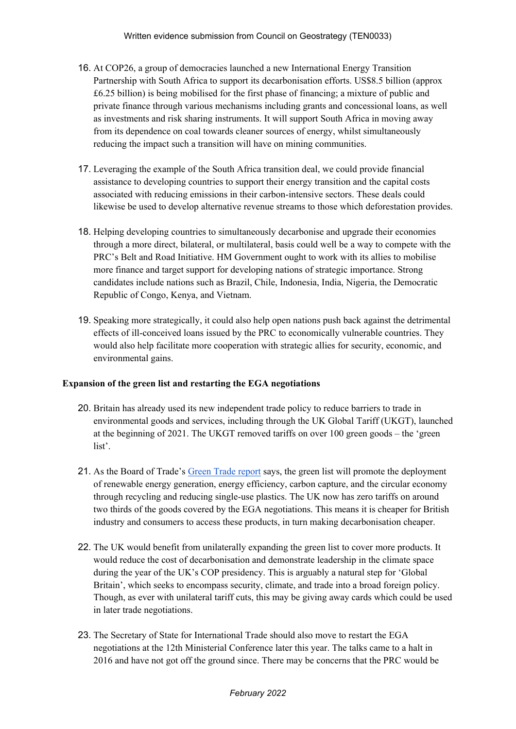16. At COP26, a group of democracies launched a new International Energy Transition Partnership with South Africa to support its decarbonisation efforts. US$8.5 billion (approx £6.25 billion) is being mobilised for the first phase of financing; a mixture of public and private finance through various mechanisms including grants and concessional loans, as well as investments and risk sharing instruments. It will support South Africa in moving away from its dependence on coal towards cleaner sources of energy, whilst simultaneously reducing the impact such a transition will have on mining communities.

17. Leveraging the example of the South Africa transition deal, we could provide financial assistance to developing countries to support their energy transition and the capital costs associated with reducing emissions in their carbon-intensive sectors. These deals could likewise be used to develop alternative revenue streams to those which deforestation provides.

18. Helping developing countries to simultaneously decarbonise and upgrade their economies through a more direct, bilateral, or multilateral, basis could well be a way to compete with the PRC's Belt and Road Initiative. HM Government ought to work with its allies to mobilise more finance and target support for developing nations of strategic importance. Strong candidates include nations such as Brazil, Chile, Indonesia, India, Nigeria, the Democratic Republic of Congo, Kenya, and Vietnam.

19. Speaking more strategically, it could also help open nations push back against the detrimental effects of ill-conceived loans issued by the PRC to economically vulnerable countries. They would also help facilitate more cooperation with strategic allies for security, economic, and environmental gains.

**Expansion of the green list and restarting the EGA negotiations**

20. Britain has already used its new independent trade policy to reduce barriers to trade in environmental goods and services, including through the UK Global Tariff (UKGT), launched at the beginning of 2021. The UKGT removed tariffs on over 100 green goods – the 'green list'.

21. As the Board of Trade's [Green Trade report] says, the green list will promote the deployment of renewable energy generation, energy efficiency, carbon capture, and the circular economy through recycling and reducing single-use plastics. The UK now has zero tariffs on around two thirds of the goods covered by the EGA negotiations. This means it is cheaper for British industry and consumers to access these products, in turn making decarbonisation cheaper.

22. The UK would benefit from unilaterally expanding the green list to cover more products. It would reduce the cost of decarbonisation and demonstrate leadership in the climate space during the year of the UK's COP presidency. This is arguably a natural step for 'Global Britain', which seeks to encompass security, climate, and trade into a broad foreign policy. Though, as ever with unilateral tariff cuts, this may be giving away cards which could be used in later trade negotiations.

23. The Secretary of State for International Trade should also move to restart the EGA negotiations at the 12th Ministerial Conference later this year. The talks came to a halt in 2016 and have not got off the ground since. There may be concerns that the PRC would be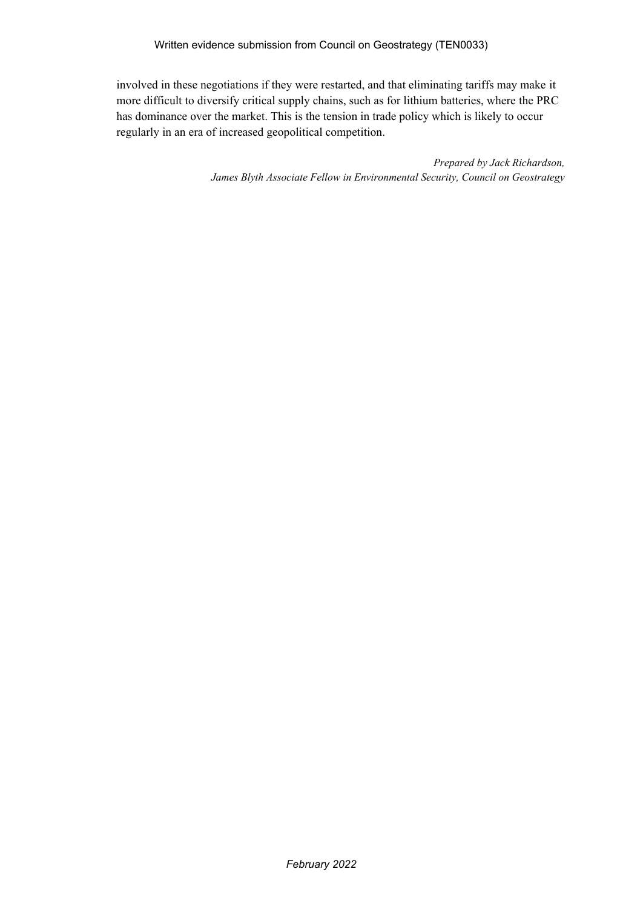involved in these negotiations if they were restarted, and that eliminating tariffs may make it more difficult to diversify critical supply chains, such as for lithium batteries, where the PRC has dominance over the market. This is the tension in trade policy which is likely to occur regularly in an era of increased geopolitical competition.

*Prepared by Jack Richardson,*
*James Blyth Associate Fellow in Environmental Security, Council on Geostrategy*

*February 2022*